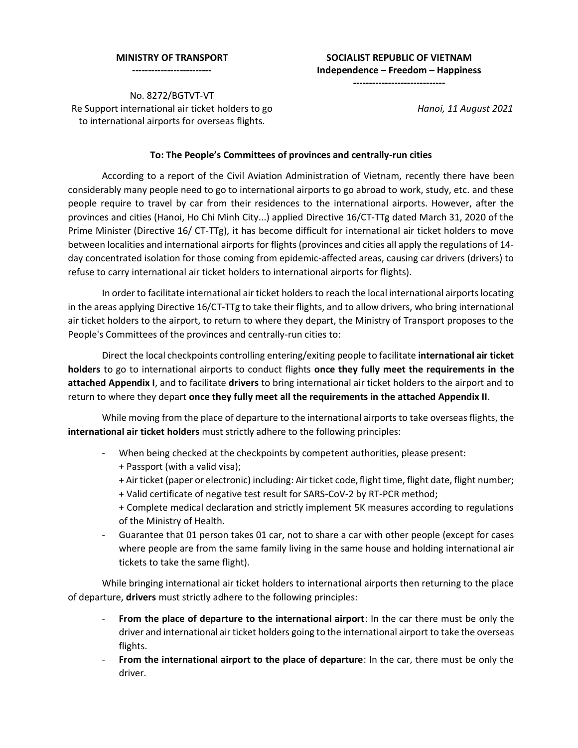**MINISTRY OF TRANSPORT**
-------------------------

**SOCIALIST REPUBLIC OF VIETNAM**
**Independence – Freedom – Happiness**
-----------------------------

No. 8272/BGTVT-VT
Re Support international air ticket holders to go to international airports for overseas flights.

*Hanoi, 11 August 2021*

**To: The People's Committees of provinces and centrally-run cities**

According to a report of the Civil Aviation Administration of Vietnam, recently there have been considerably many people need to go to international airports to go abroad to work, study, etc. and these people require to travel by car from their residences to the international airports. However, after the provinces and cities (Hanoi, Ho Chi Minh City...) applied Directive 16/CT-TTg dated March 31, 2020 of the Prime Minister (Directive 16/ CT-TTg), it has become difficult for international air ticket holders to move between localities and international airports for flights (provinces and cities all apply the regulations of 14-day concentrated isolation for those coming from epidemic-affected areas, causing car drivers (drivers) to refuse to carry international air ticket holders to international airports for flights).

In order to facilitate international air ticket holders to reach the local international airports locating in the areas applying Directive 16/CT-TTg to take their flights, and to allow drivers, who bring international air ticket holders to the airport, to return to where they depart, the Ministry of Transport proposes to the People's Committees of the provinces and centrally-run cities to:

Direct the local checkpoints controlling entering/exiting people to facilitate **international air ticket holders** to go to international airports to conduct flights **once they fully meet the requirements in the attached Appendix I**, and to facilitate **drivers** to bring international air ticket holders to the airport and to return to where they depart **once they fully meet all the requirements in the attached Appendix II**.

While moving from the place of departure to the international airports to take overseas flights, the **international air ticket holders** must strictly adhere to the following principles:

- When being checked at the checkpoints by competent authorities, please present:
  + Passport (with a valid visa);
  + Air ticket (paper or electronic) including: Air ticket code, flight time, flight date, flight number;
  + Valid certificate of negative test result for SARS-CoV-2 by RT-PCR method;
  + Complete medical declaration and strictly implement 5K measures according to regulations of the Ministry of Health.
- Guarantee that 01 person takes 01 car, not to share a car with other people (except for cases where people are from the same family living in the same house and holding international air tickets to take the same flight).

While bringing international air ticket holders to international airports then returning to the place of departure, **drivers** must strictly adhere to the following principles:

- **From the place of departure to the international airport**: In the car there must be only the driver and international air ticket holders going to the international airport to take the overseas flights.
- **From the international airport to the place of departure**: In the car, there must be only the driver.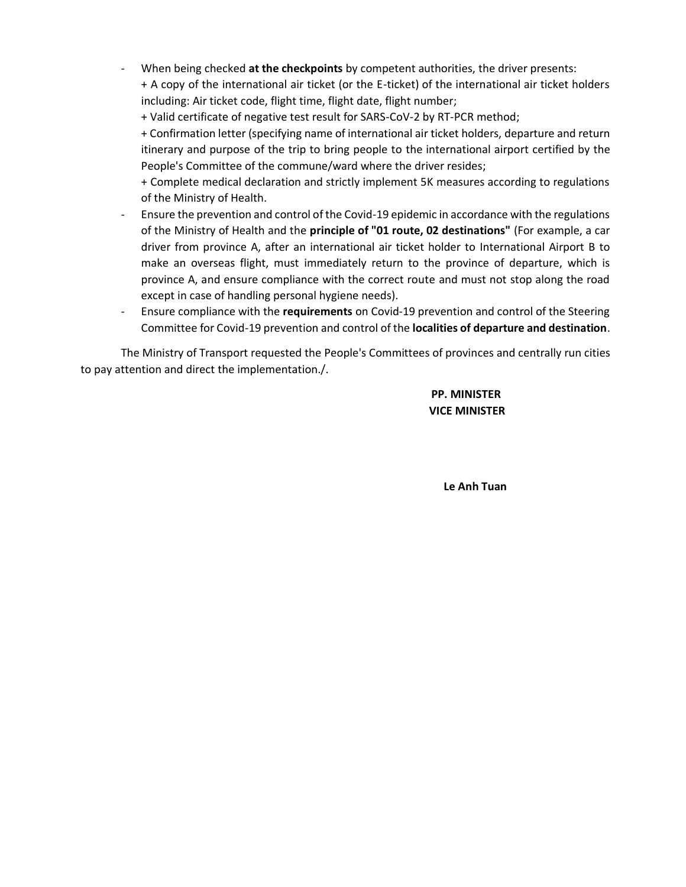- When being checked **at the checkpoints** by competent authorities, the driver presents:
  + A copy of the international air ticket (or the E-ticket) of the international air ticket holders including: Air ticket code, flight time, flight date, flight number;
  + Valid certificate of negative test result for SARS-CoV-2 by RT-PCR method;
  + Confirmation letter (specifying name of international air ticket holders, departure and return itinerary and purpose of the trip to bring people to the international airport certified by the People's Committee of the commune/ward where the driver resides;
  + Complete medical declaration and strictly implement 5K measures according to regulations of the Ministry of Health.
- Ensure the prevention and control of the Covid-19 epidemic in accordance with the regulations of the Ministry of Health and the **principle of "01 route, 02 destinations"** (For example, a car driver from province A, after an international air ticket holder to International Airport B to make an overseas flight, must immediately return to the province of departure, which is province A, and ensure compliance with the correct route and must not stop along the road except in case of handling personal hygiene needs).
- Ensure compliance with the **requirements** on Covid-19 prevention and control of the Steering Committee for Covid-19 prevention and control of the **localities of departure and destination**.

The Ministry of Transport requested the People's Committees of provinces and centrally run cities to pay attention and direct the implementation./.

**PP. MINISTER**
**VICE MINISTER**

**Le Anh Tuan**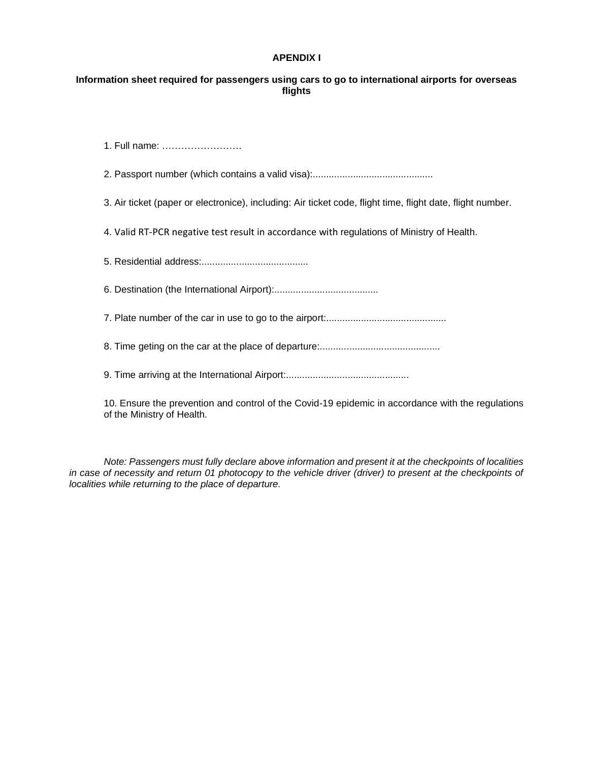**APENDIX I**

**Information sheet required for passengers using cars to go to international airports for overseas flights**

1. Full name: ……………………

2. Passport number (which contains a valid visa):............................................

3. Air ticket (paper or electronice), including: Air ticket code, flight time, flight date, flight number.

4. Valid RT-PCR negative test result in accordance with regulations of Ministry of Health.

5. Residential address:........................................

6. Destination (the International Airport):.......................................

7. Plate number of the car in use to go to the airport:............................................

8. Time geting on the car at the place of departure:............................................

9. Time arriving at the International Airport:.............................................

10. Ensure the prevention and control of the Covid-19 epidemic in accordance with the regulations of the Ministry of Health.

*Note: Passengers must fully declare above information and present it at the checkpoints of localities in case of necessity and return 01 photocopy to the vehicle driver (driver) to present at the checkpoints of localities while returning to the place of departure.*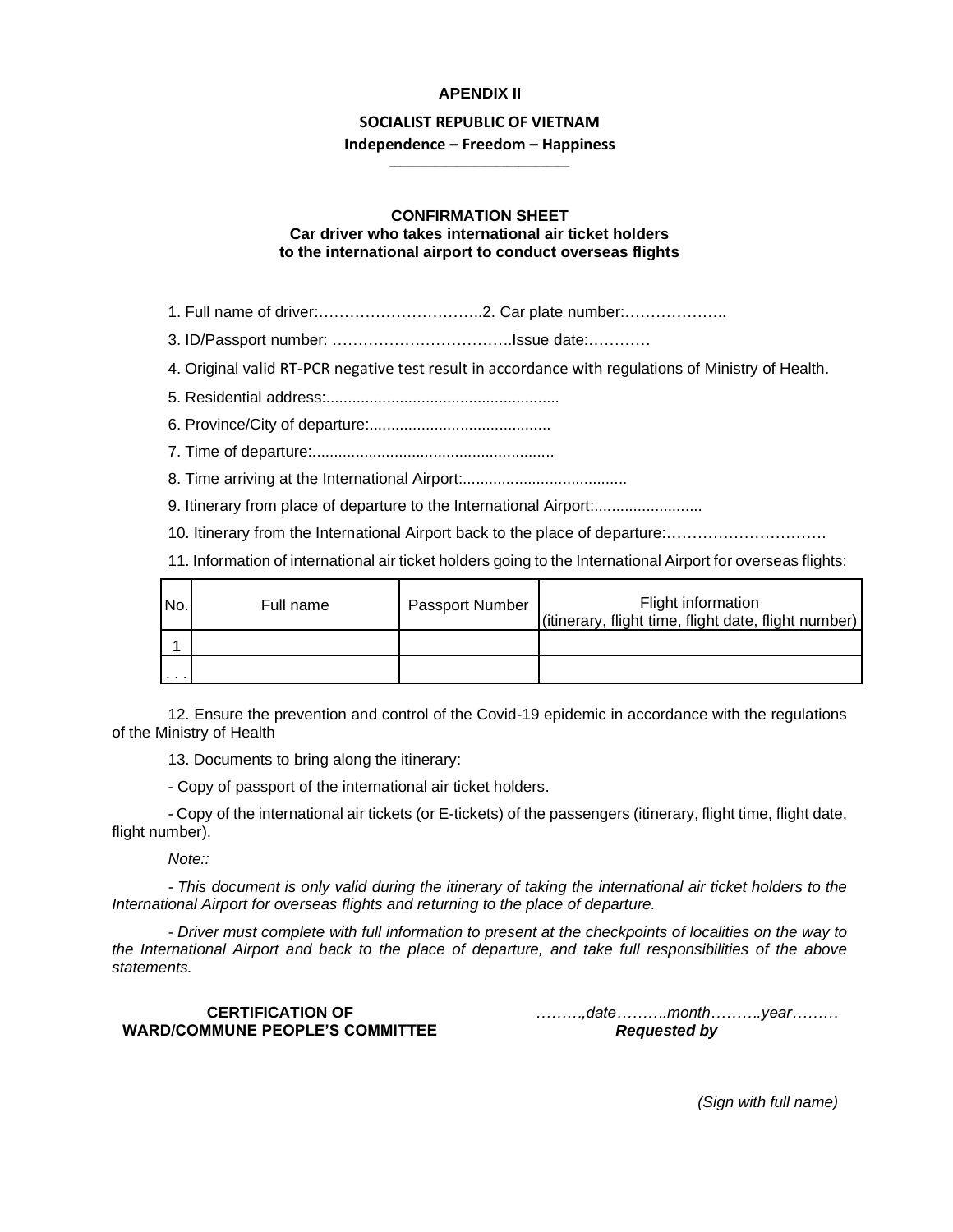**APENDIX II**

**SOCIALIST REPUBLIC OF VIETNAM**

**Independence – Freedom – Happiness**

**CONFIRMATION SHEET**
**Car driver who takes international air ticket holders to the international airport to conduct overseas flights**

1. Full name of driver:…………………………..2. Car plate number:………………..

3. ID/Passport number: …………………………….Issue date:…………

4. Original valid RT-PCR negative test result in accordance with regulations of Ministry of Health.

5. Residential address:......................................................

6. Province/City of departure:..........................................

7. Time of departure:........................................................

8. Time arriving at the International Airport:......................................

9. Itinerary from place of departure to the International Airport:.........................

10. Itinerary from the International Airport back to the place of departure:…………………………

11. Information of international air ticket holders going to the International Airport for overseas flights:

| No. | Full name | Passport Number | Flight information (itinerary, flight time, flight date, flight number) |
|---|---|---|---|
| 1 | | | |
| . . . | | | |

12. Ensure the prevention and control of the Covid-19 epidemic in accordance with the regulations of the Ministry of Health

13. Documents to bring along the itinerary:

- Copy of passport of the international air ticket holders.

- Copy of the international air tickets (or E-tickets) of the passengers (itinerary, flight time, flight date, flight number).

*Note::*

*- This document is only valid during the itinerary of taking the international air ticket holders to the International Airport for overseas flights and returning to the place of departure.*

*- Driver must complete with full information to present at the checkpoints of localities on the way to the International Airport and back to the place of departure, and take full responsibilities of the above statements.*

**CERTIFICATION OF WARD/COMMUNE PEOPLE'S COMMITTEE**

*………,date……….month……….year………*

***Requested by***

*(Sign with full name)*